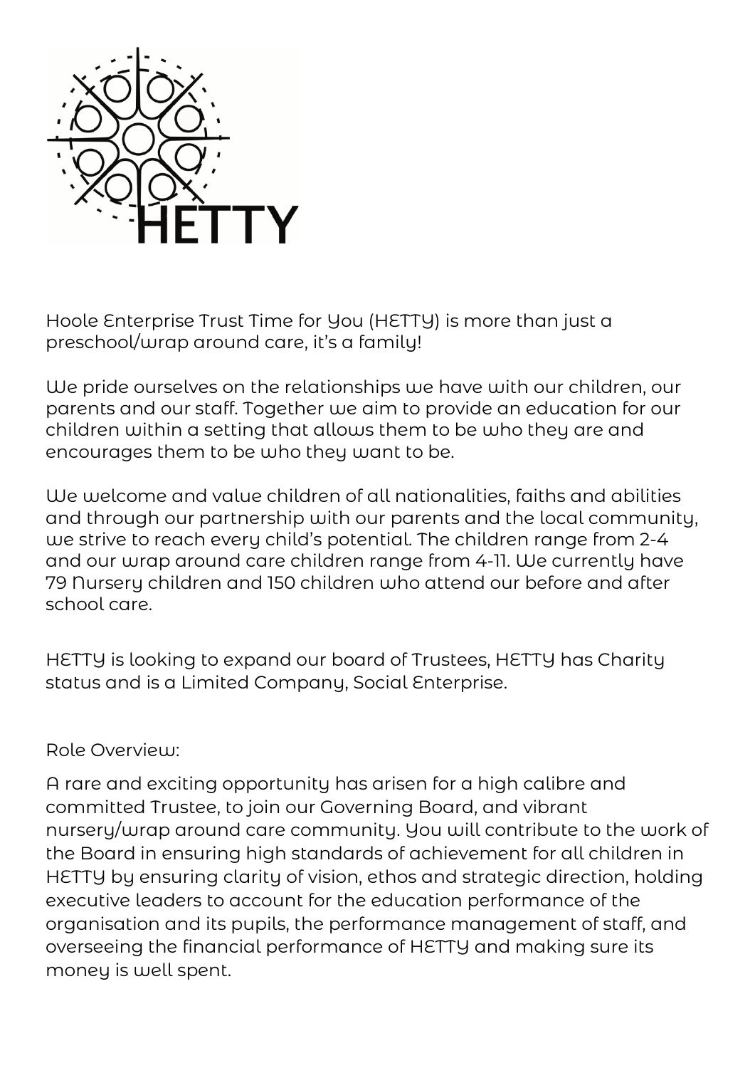HETTY

Hoole Enterprise Trust Time for You (HETTY) is more than just a preschool/wrap around care, it's a family!

We pride ourselves on the relationships we have with our children, our parents and our staff. Together we aim to provide an education for our children within a setting that allows them to be who they are and encourages them to be who they want to be.

We welcome and value children of all nationalities, faiths and abilities and through our partnership with our parents and the local community, we strive to reach every child's potential. The children range from 2-4 and our wrap around care children range from 4-11. We currently have 79 Nursery children and 150 children who attend our before and after school care.

HETTY is looking to expand our board of Trustees, HETTY has Charity status and is a Limited Company, Social Enterprise.

Role Overview:

A rare and exciting opportunity has arisen for a high calibre and committed Trustee, to join our Governing Board, and vibrant nursery/wrap around care community. You will contribute to the work of the Board in ensuring high standards of achievement for all children in HETTY by ensuring clarity of vision, ethos and strategic direction, holding executive leaders to account for the education performance of the organisation and its pupils, the performance management of staff, and overseeing the financial performance of HETTY and making sure its money is well spent.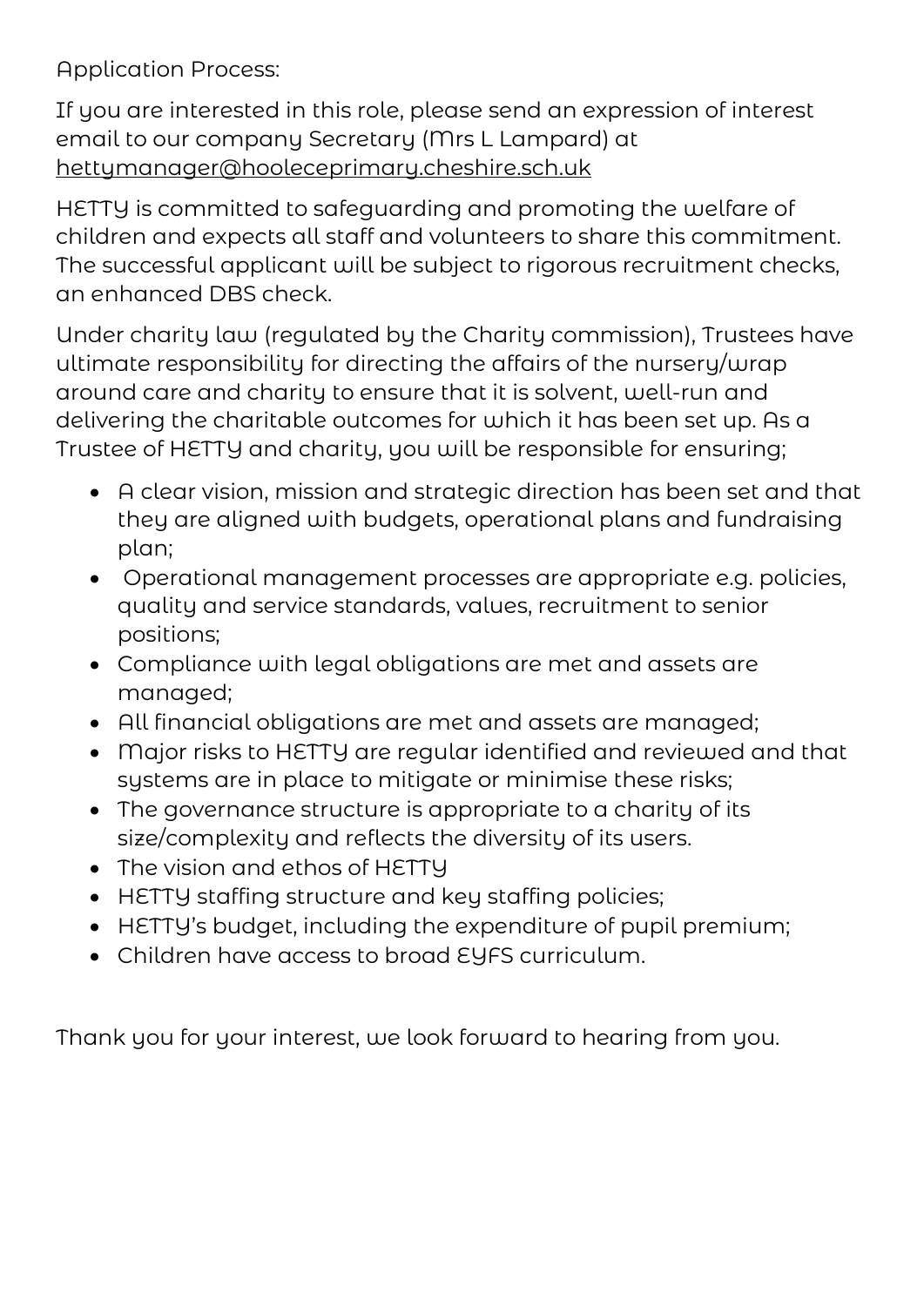Application Process:

If you are interested in this role, please send an expression of interest email to our company Secretary (Mrs L Lampard) at hettymanager@hooleceprimary.cheshire.sch.uk

HETTY is committed to safeguarding and promoting the welfare of children and expects all staff and volunteers to share this commitment. The successful applicant will be subject to rigorous recruitment checks, an enhanced DBS check.

Under charity law (regulated by the Charity commission), Trustees have ultimate responsibility for directing the affairs of the nursery/wrap around care and charity to ensure that it is solvent, well-run and delivering the charitable outcomes for which it has been set up. As a Trustee of HETTY and charity, you will be responsible for ensuring;

- A clear vision, mission and strategic direction has been set and that they are aligned with budgets, operational plans and fundraising plan;
- Operational management processes are appropriate e.g. policies, quality and service standards, values, recruitment to senior positions;
- Compliance with legal obligations are met and assets are managed;
- All financial obligations are met and assets are managed;
- Major risks to HETTY are regular identified and reviewed and that systems are in place to mitigate or minimise these risks;
- The governance structure is appropriate to a charity of its size/complexity and reflects the diversity of its users.
- The vision and ethos of HETTY
- HETTY staffing structure and key staffing policies;
- HETTY's budget, including the expenditure of pupil premium;
- Children have access to broad EYFS curriculum.

Thank you for your interest, we look forward to hearing from you.